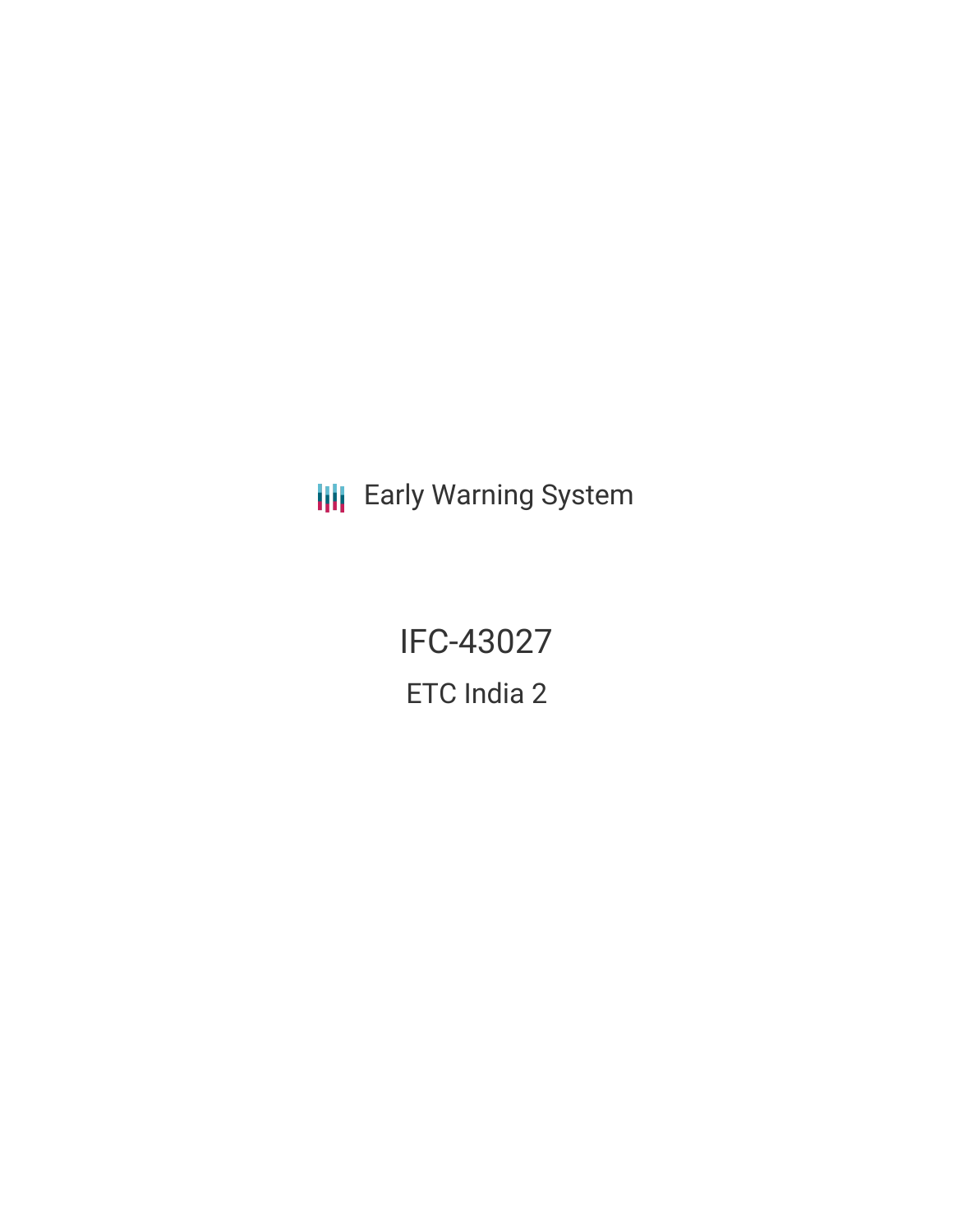Early Warning System

# IFC-43027

## ETC India 2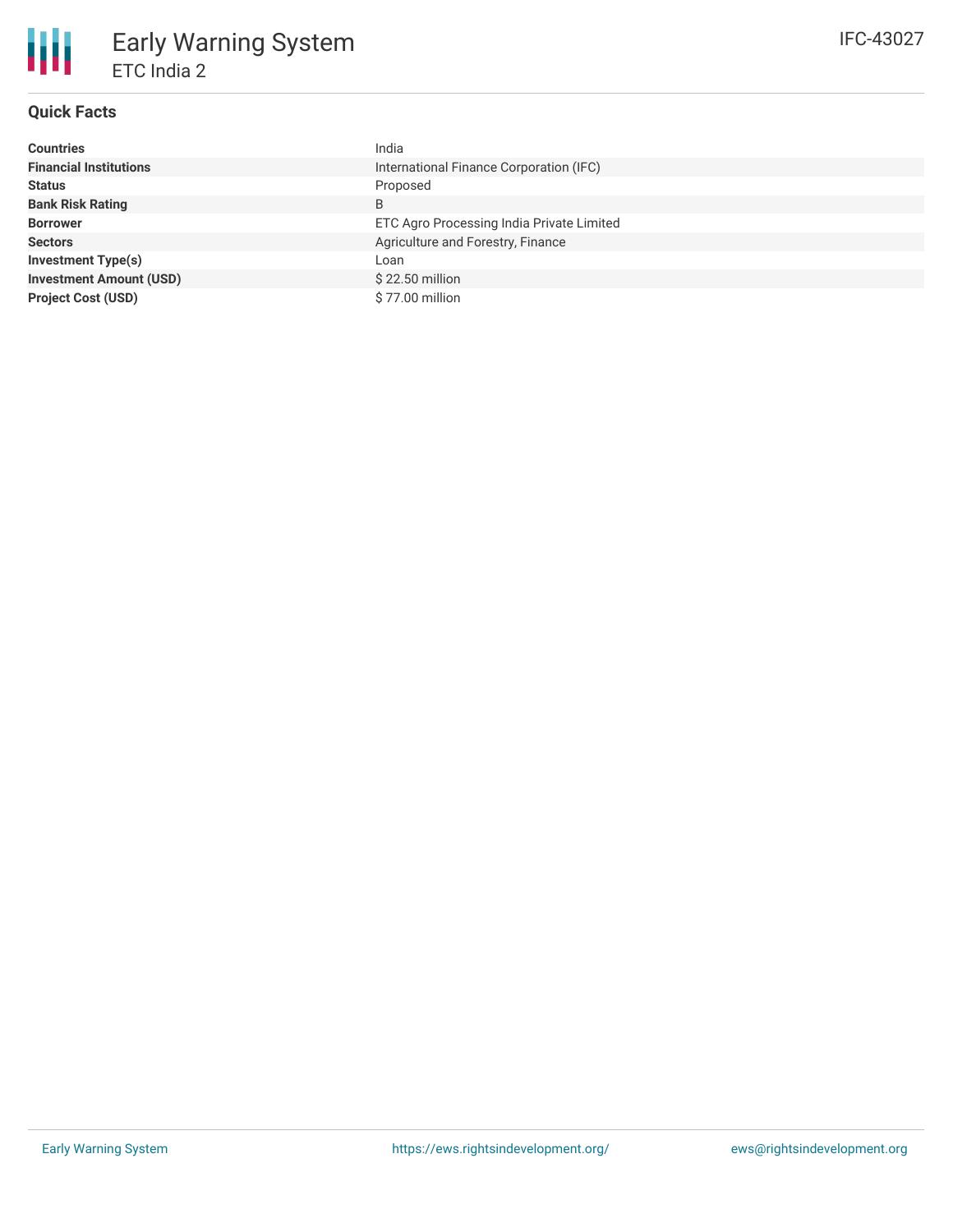# Early Warning System

## ETC India 2

IFC-43027

### Quick Facts

| | |
|---|---|
| **Countries** | India |
| **Financial Institutions** | International Finance Corporation (IFC) |
| **Status** | Proposed |
| **Bank Risk Rating** | B |
| **Borrower** | ETC Agro Processing India Private Limited |
| **Sectors** | Agriculture and Forestry, Finance |
| **Investment Type(s)** | Loan |
| **Investment Amount (USD)** | $ 22.50 million |
| **Project Cost (USD)** | $ 77.00 million |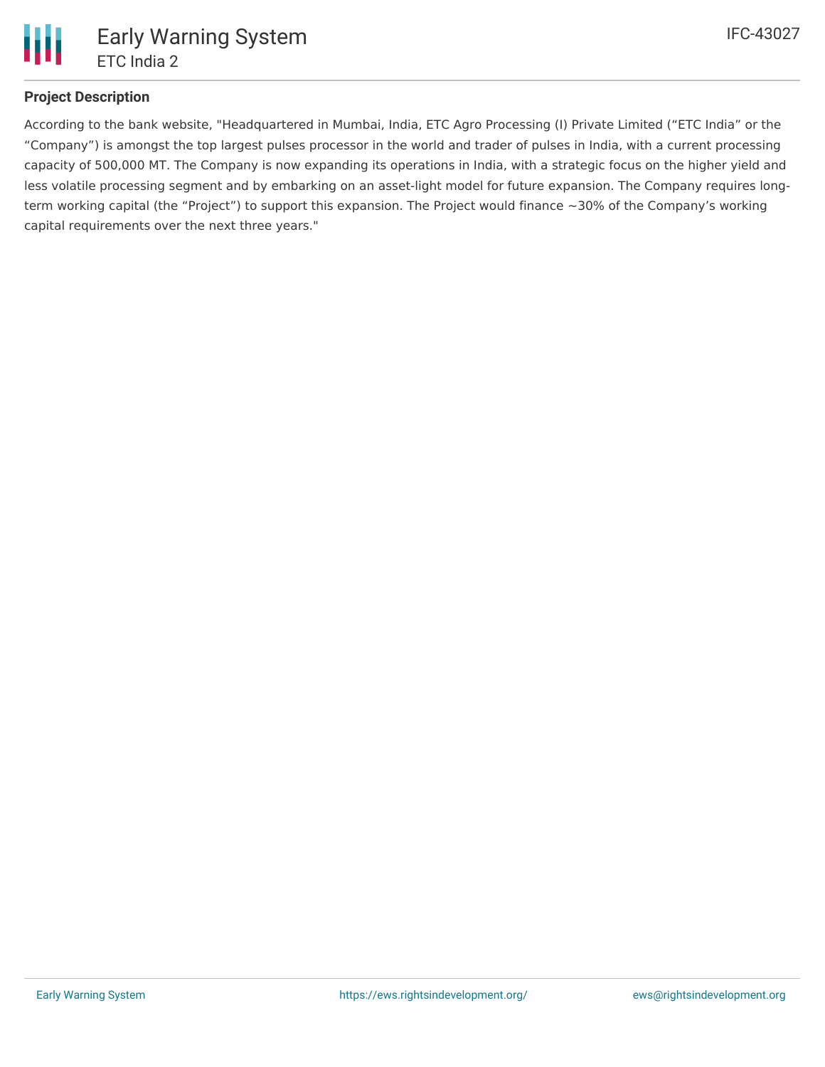## Project Description

According to the bank website, "Headquartered in Mumbai, India, ETC Agro Processing (I) Private Limited ("ETC India" or the "Company") is amongst the top largest pulses processor in the world and trader of pulses in India, with a current processing capacity of 500,000 MT. The Company is now expanding its operations in India, with a strategic focus on the higher yield and less volatile processing segment and by embarking on an asset-light model for future expansion. The Company requires long-term working capital (the "Project") to support this expansion. The Project would finance ~30% of the Company's working capital requirements over the next three years."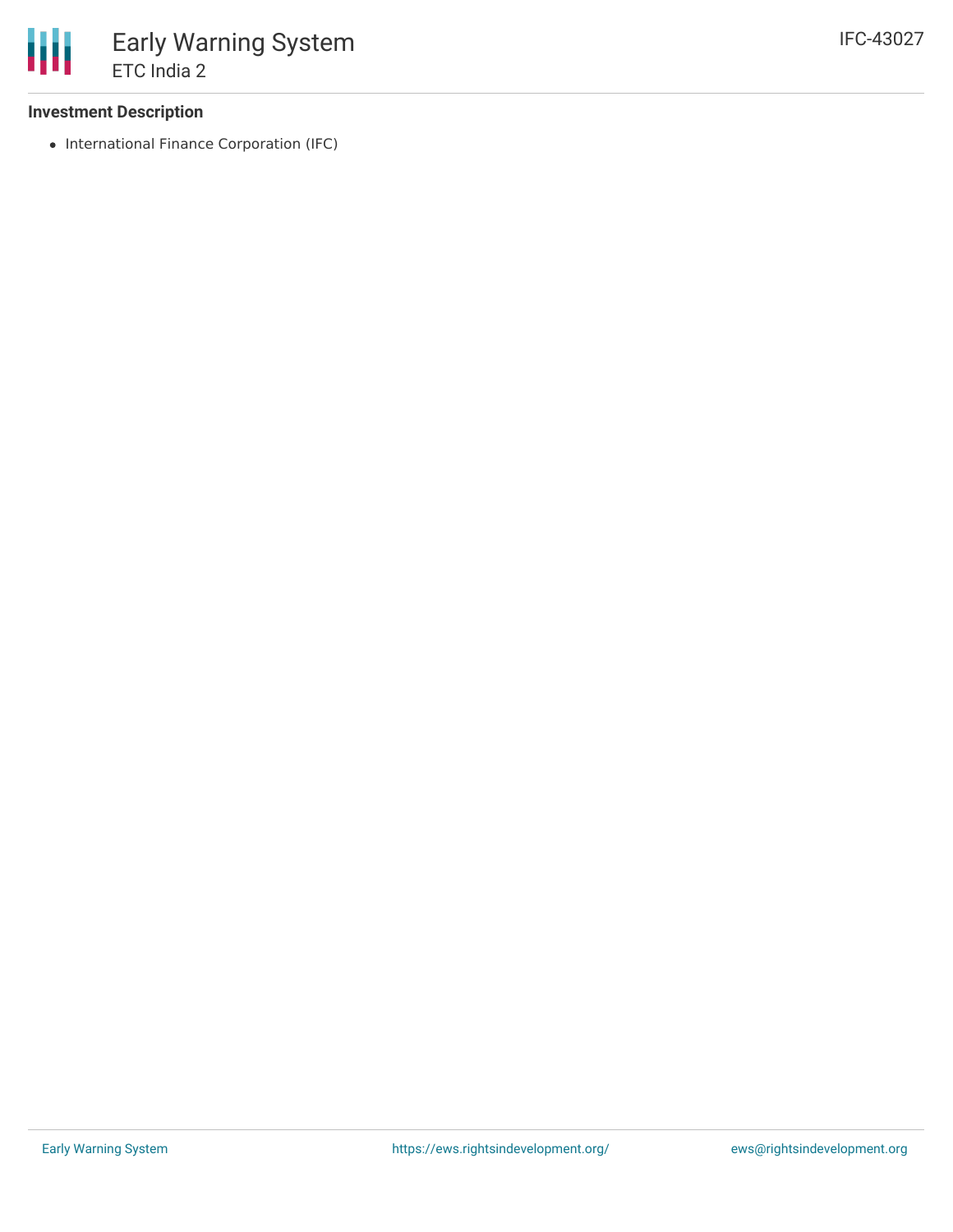**Investment Description**

- International Finance Corporation (IFC)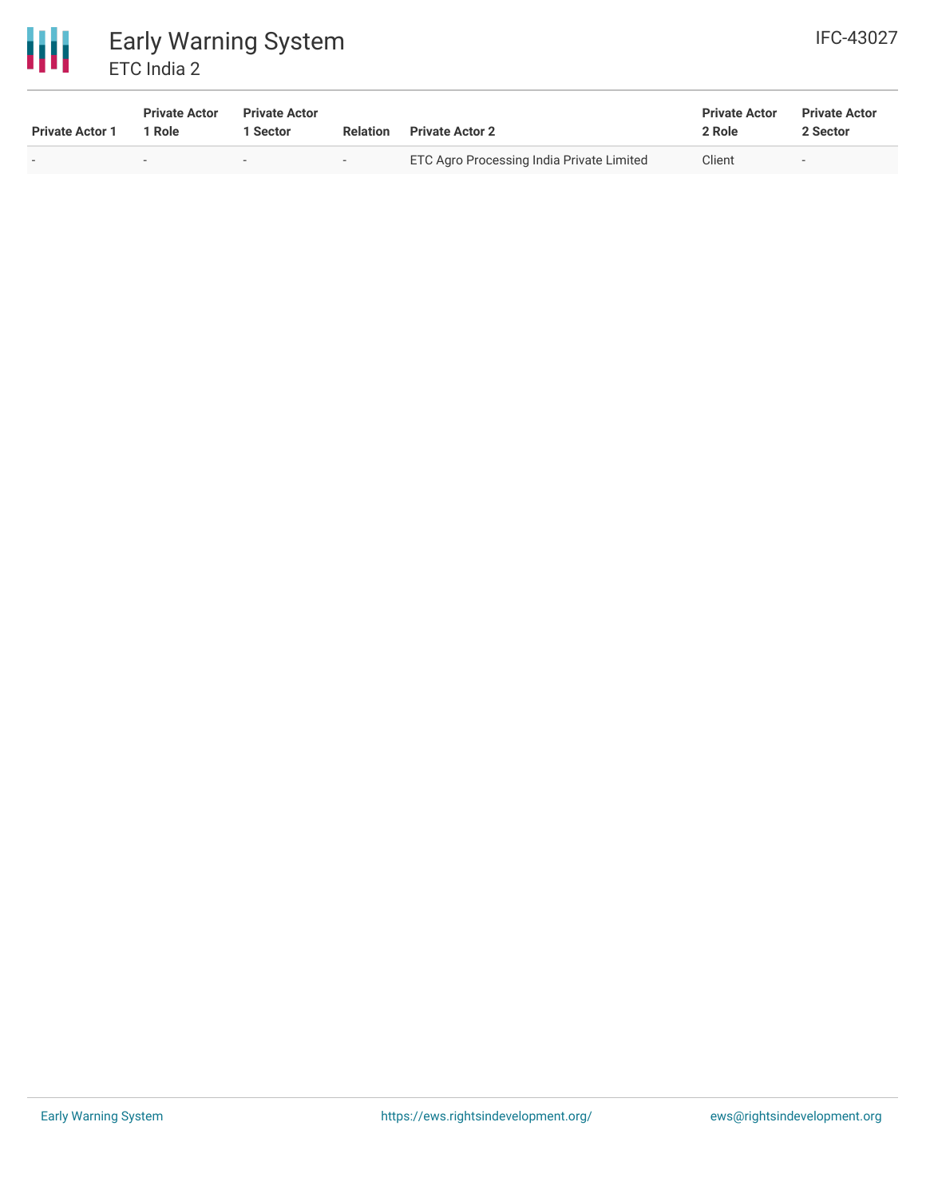| Private Actor 1 | Private Actor 1 Role | Private Actor 1 Sector | Relation | Private Actor 2 | Private Actor 2 Role | Private Actor 2 Sector |
|---|---|---|---|---|---|---|
| - | - | - | - | ETC Agro Processing India Private Limited | Client | - |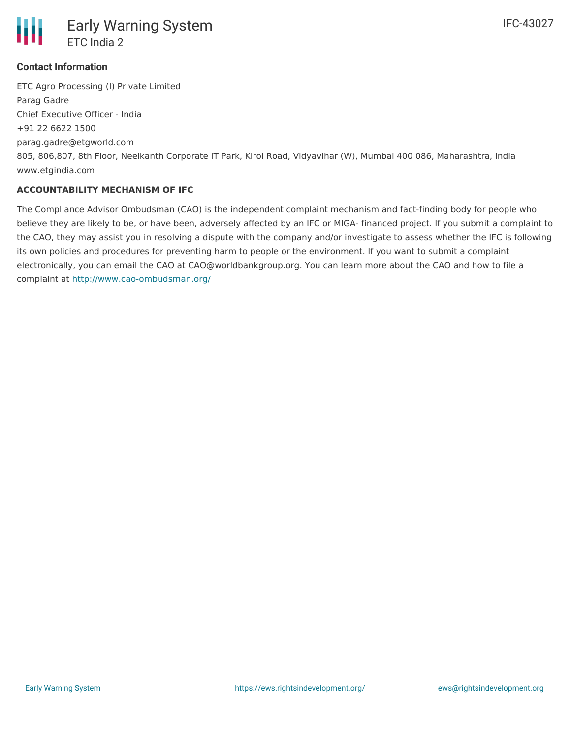### Contact Information

ETC Agro Processing (I) Private Limited
Parag Gadre
Chief Executive Officer - India
+91 22 6622 1500
parag.gadre@etgworld.com
805, 806,807, 8th Floor, Neelkanth Corporate IT Park, Kirol Road, Vidyavihar (W), Mumbai 400 086, Maharashtra, India
www.etgindia.com

### ACCOUNTABILITY MECHANISM OF IFC

The Compliance Advisor Ombudsman (CAO) is the independent complaint mechanism and fact-finding body for people who believe they are likely to be, or have been, adversely affected by an IFC or MIGA- financed project. If you submit a complaint to the CAO, they may assist you in resolving a dispute with the company and/or investigate to assess whether the IFC is following its own policies and procedures for preventing harm to people or the environment. If you want to submit a complaint electronically, you can email the CAO at CAO@worldbankgroup.org. You can learn more about the CAO and how to file a complaint at http://www.cao-ombudsman.org/